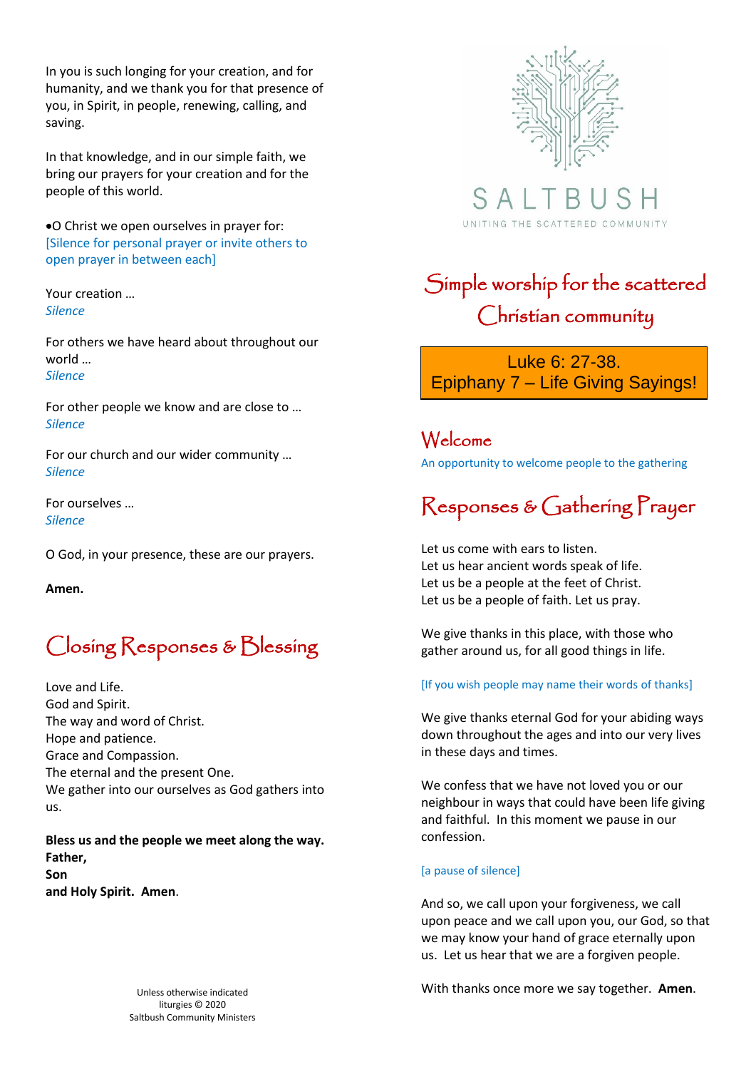SALTBUSH

UNITING THE SCATTERED COMMUNITY

# Simple worship for the scattered Christian community

**Luke 6: 27-38.**
**Epiphany 7 – Life Giving Sayings!**

## Welcome

An opportunity to welcome people to the gathering

## Responses & Gathering Prayer

Let us come with ears to listen.
Let us hear ancient words speak of life.
Let us be a people at the feet of Christ.
Let us be a people of faith. Let us pray.

We give thanks in this place, with those who gather around us, for all good things in life.

[If you wish people may name their words of thanks]

We give thanks eternal God for your abiding ways down throughout the ages and into our very lives in these days and times.

We confess that we have not loved you or our neighbour in ways that could have been life giving and faithful. In this moment we pause in our confession.

[a pause of silence]

And so, we call upon your forgiveness, we call upon peace and we call upon you, our God, so that we may know your hand of grace eternally upon us. Let us hear that we are a forgiven people.

With thanks once more we say together. **Amen**.

In you is such longing for your creation, and for humanity, and we thank you for that presence of you, in Spirit, in people, renewing, calling, and saving.

In that knowledge, and in our simple faith, we bring our prayers for your creation and for the people of this world.

- O Christ we open ourselves in prayer for:
  [Silence for personal prayer or invite others to open prayer in between each]

Your creation …
*Silence*

For others we have heard about throughout our world …
*Silence*

For other people we know and are close to …
*Silence*

For our church and our wider community …
*Silence*

For ourselves …
*Silence*

O God, in your presence, these are our prayers.

**Amen.**

## Closing Responses & Blessing

Love and Life.
God and Spirit.
The way and word of Christ.
Hope and patience.
Grace and Compassion.
The eternal and the present One.
We gather into our ourselves as God gathers into us.

**Bless us and the people we meet along the way.**
**Father,**
**Son**
**and Holy Spirit. Amen**.

Unless otherwise indicated liturgies © 2020 Saltbush Community Ministers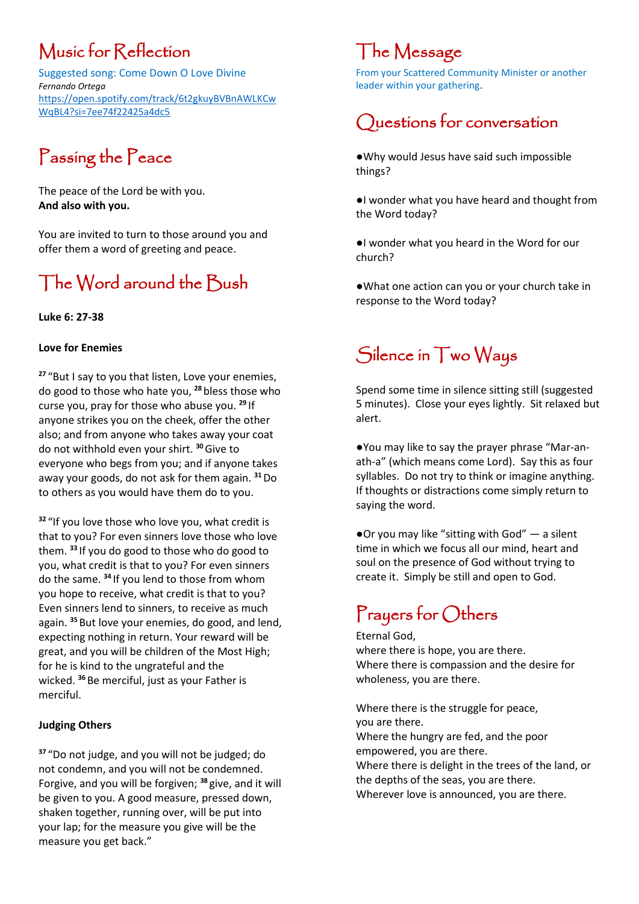## Music for Reflection

Suggested song: Come Down O Love Divine
*Fernando Ortega*
https://open.spotify.com/track/6t2gkuyBVBnAWLKCwWqBL4?si=7ee74f22425a4dc5

## Passing the Peace

The peace of the Lord be with you.
**And also with you.**

You are invited to turn to those around you and offer them a word of greeting and peace.

## The Word around the Bush

**Luke 6: 27-38**

**Love for Enemies**

27 "But I say to you that listen, Love your enemies, do good to those who hate you, 28 bless those who curse you, pray for those who abuse you. 29 If anyone strikes you on the cheek, offer the other also; and from anyone who takes away your coat do not withhold even your shirt. 30 Give to everyone who begs from you; and if anyone takes away your goods, do not ask for them again. 31 Do to others as you would have them do to you.

32 "If you love those who love you, what credit is that to you? For even sinners love those who love them. 33 If you do good to those who do good to you, what credit is that to you? For even sinners do the same. 34 If you lend to those from whom you hope to receive, what credit is that to you? Even sinners lend to sinners, to receive as much again. 35 But love your enemies, do good, and lend, expecting nothing in return. Your reward will be great, and you will be children of the Most High; for he is kind to the ungrateful and the wicked. 36 Be merciful, just as your Father is merciful.

**Judging Others**

37 "Do not judge, and you will not be judged; do not condemn, and you will not be condemned. Forgive, and you will be forgiven; 38 give, and it will be given to you. A good measure, pressed down, shaken together, running over, will be put into your lap; for the measure you give will be the measure you get back."

## The Message

From your Scattered Community Minister or another leader within your gathering.

## Questions for conversation

- Why would Jesus have said such impossible things?
- I wonder what you have heard and thought from the Word today?
- I wonder what you heard in the Word for our church?
- What one action can you or your church take in response to the Word today?

## Silence in Two Ways

Spend some time in silence sitting still (suggested 5 minutes). Close your eyes lightly. Sit relaxed but alert.

- You may like to say the prayer phrase "Mar-an-ath-a" (which means come Lord). Say this as four syllables. Do not try to think or imagine anything. If thoughts or distractions come simply return to saying the word.
- Or you may like "sitting with God" — a silent time in which we focus all our mind, heart and soul on the presence of God without trying to create it. Simply be still and open to God.

## Prayers for Others

Eternal God,
where there is hope, you are there.
Where there is compassion and the desire for wholeness, you are there.

Where there is the struggle for peace,
you are there.
Where the hungry are fed, and the poor empowered, you are there.
Where there is delight in the trees of the land, or the depths of the seas, you are there.
Wherever love is announced, you are there.